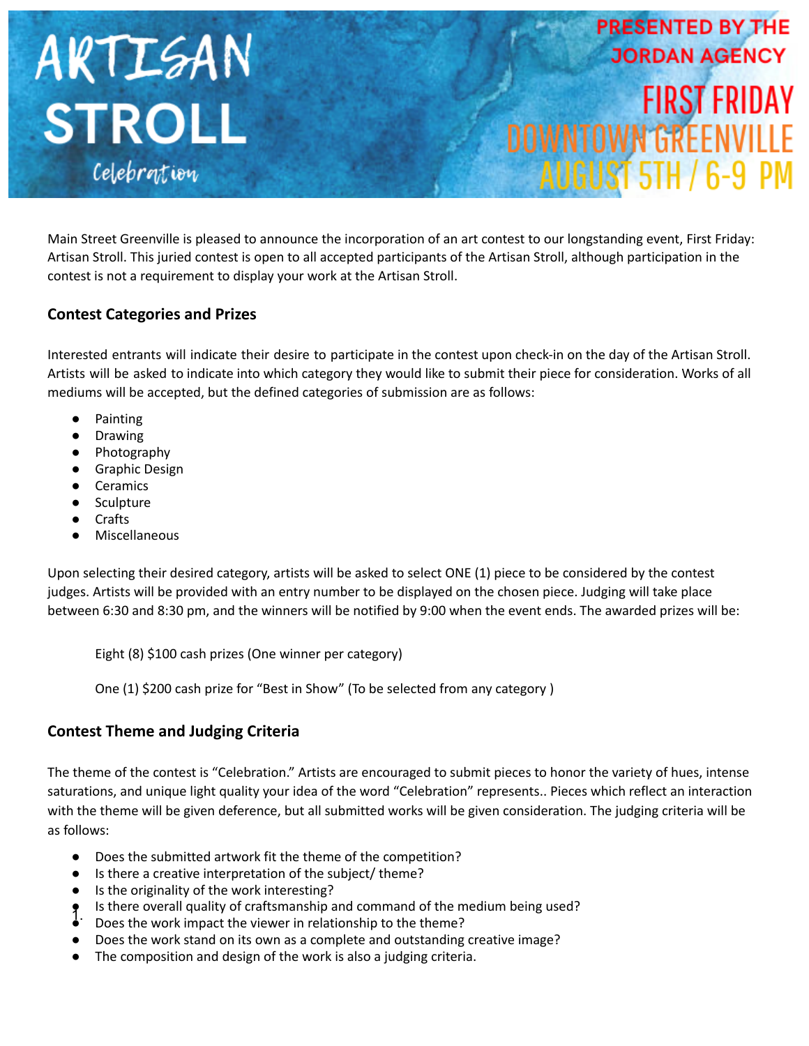# ARTISAN STROLL

Celebration

PRESENTED BY THE JORDAN AGENCY

FIRST FRIDAY
DOWNTOWN GREENVILLE
AUGUST 5TH / 6-9 PM

Main Street Greenville is pleased to announce the incorporation of an art contest to our longstanding event, First Friday: Artisan Stroll. This juried contest is open to all accepted participants of the Artisan Stroll, although participation in the contest is not a requirement to display your work at the Artisan Stroll.

## Contest Categories and Prizes

Interested entrants will indicate their desire to participate in the contest upon check-in on the day of the Artisan Stroll. Artists will be asked to indicate into which category they would like to submit their piece for consideration. Works of all mediums will be accepted, but the defined categories of submission are as follows:

- Painting
- Drawing
- Photography
- Graphic Design
- Ceramics
- Sculpture
- Crafts
- Miscellaneous

Upon selecting their desired category, artists will be asked to select ONE (1) piece to be considered by the contest judges. Artists will be provided with an entry number to be displayed on the chosen piece. Judging will take place between 6:30 and 8:30 pm, and the winners will be notified by 9:00 when the event ends. The awarded prizes will be:

Eight (8) $100 cash prizes (One winner per category)

One (1) $200 cash prize for "Best in Show" (To be selected from any category )

## Contest Theme and Judging Criteria

The theme of the contest is "Celebration." Artists are encouraged to submit pieces to honor the variety of hues, intense saturations, and unique light quality your idea of the word "Celebration" represents.. Pieces which reflect an interaction with the theme will be given deference, but all submitted works will be given consideration. The judging criteria will be as follows:

- Does the submitted artwork fit the theme of the competition?
- Is there a creative interpretation of the subject/ theme?
- Is the originality of the work interesting?
- Is there overall quality of craftsmanship and command of the medium being used?
- Does the work impact the viewer in relationship to the theme?
- Does the work stand on its own as a complete and outstanding creative image?
- The composition and design of the work is also a judging criteria.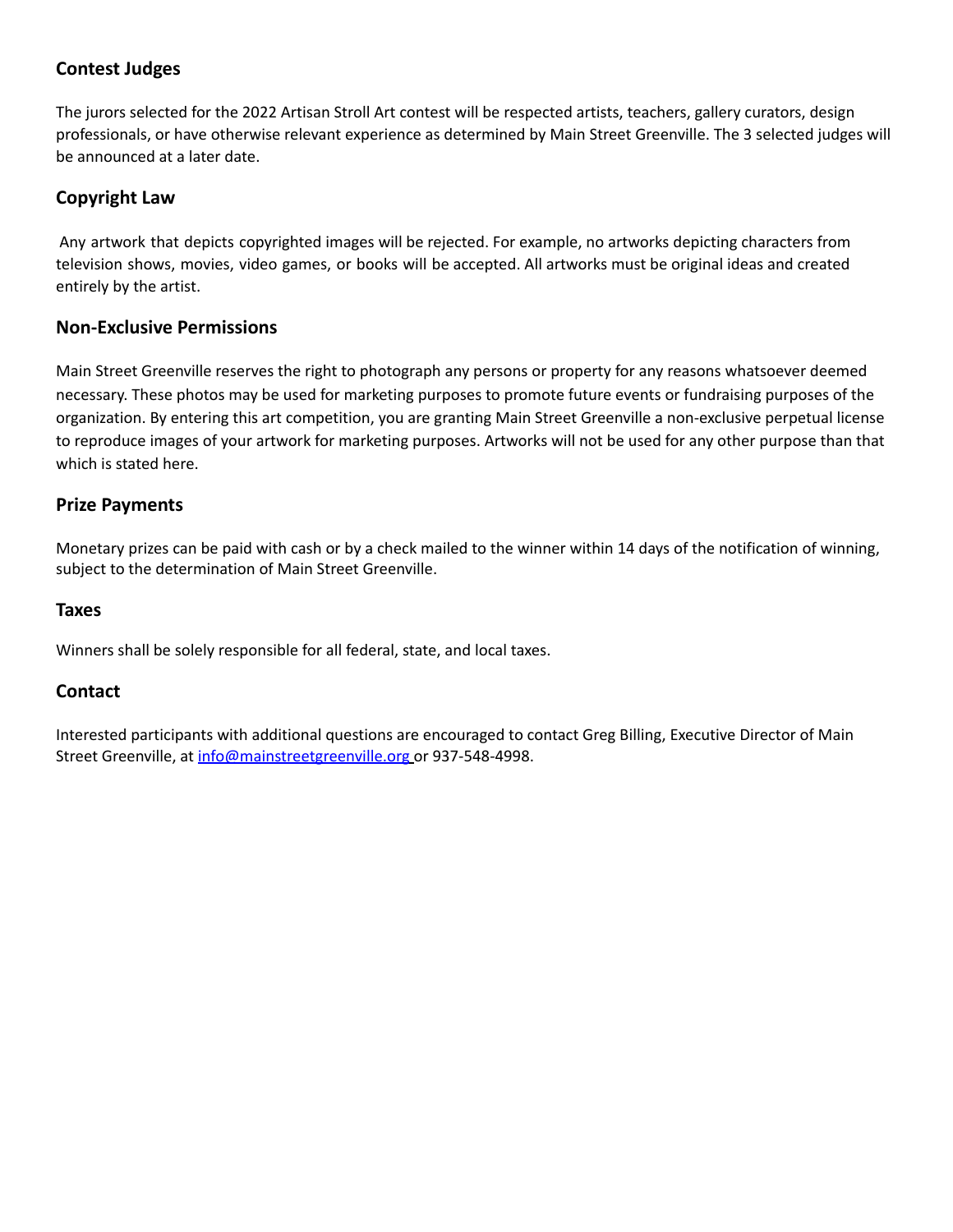## Contest Judges

The jurors selected for the 2022 Artisan Stroll Art contest will be respected artists, teachers, gallery curators, design professionals, or have otherwise relevant experience as determined by Main Street Greenville. The 3 selected judges will be announced at a later date.

## Copyright Law

Any artwork that depicts copyrighted images will be rejected. For example, no artworks depicting characters from television shows, movies, video games, or books will be accepted. All artworks must be original ideas and created entirely by the artist.

## Non-Exclusive Permissions

Main Street Greenville reserves the right to photograph any persons or property for any reasons whatsoever deemed necessary. These photos may be used for marketing purposes to promote future events or fundraising purposes of the organization. By entering this art competition, you are granting Main Street Greenville a non-exclusive perpetual license to reproduce images of your artwork for marketing purposes. Artworks will not be used for any other purpose than that which is stated here.

## Prize Payments

Monetary prizes can be paid with cash or by a check mailed to the winner within 14 days of the notification of winning, subject to the determination of Main Street Greenville.

## Taxes

Winners shall be solely responsible for all federal, state, and local taxes.

## Contact

Interested participants with additional questions are encouraged to contact Greg Billing, Executive Director of Main Street Greenville, at info@mainstreetgreenville.org or 937-548-4998.